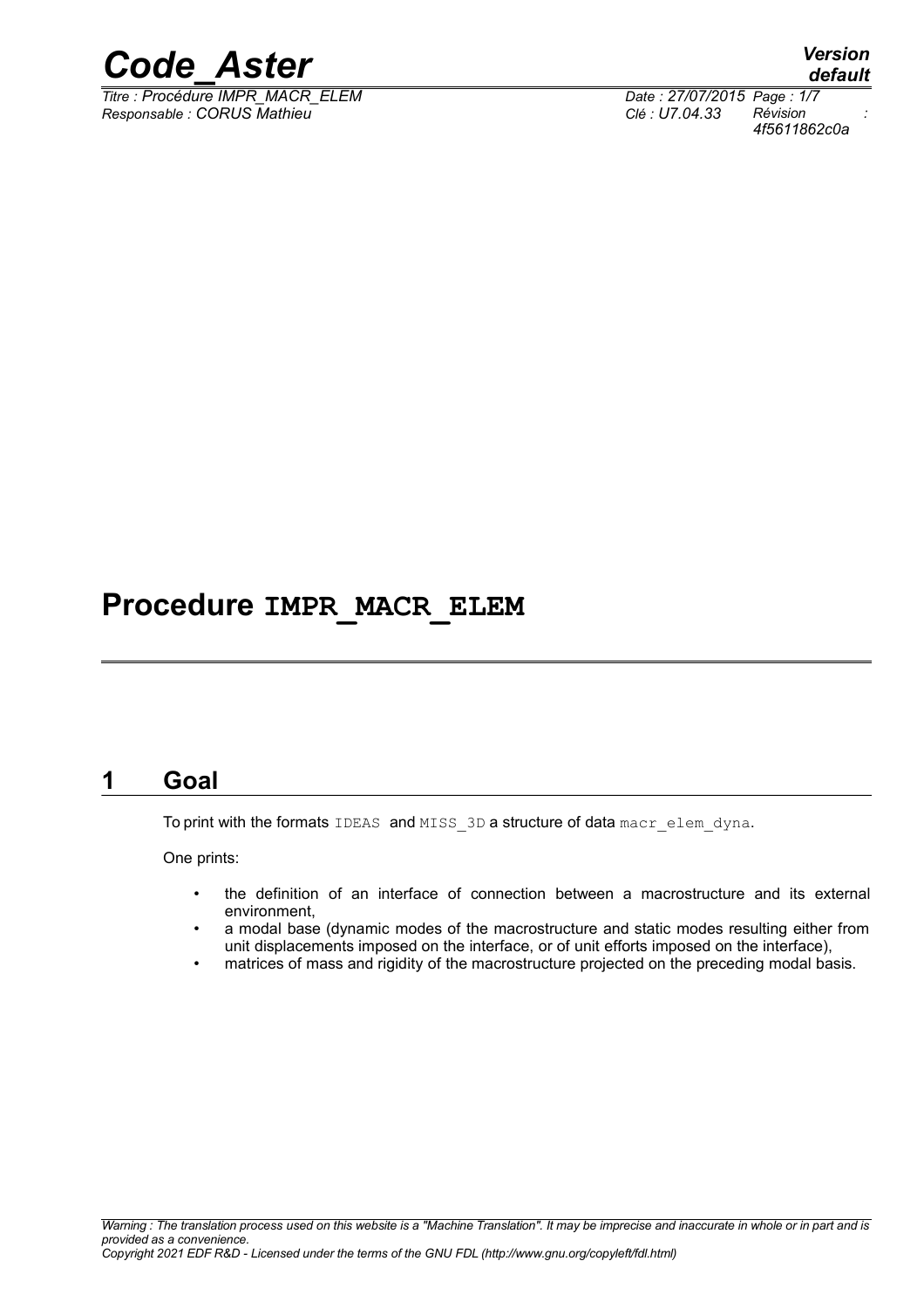# Procedure IMPR_MACR_ELEM

## 1 Goal

To print with the formats IDEAS and MISS_3D a structure of data macr_elem_dyna.

One prints:

- the definition of an interface of connection between a macrostructure and its external environment,
- a modal base (dynamic modes of the macrostructure and static modes resulting either from unit displacements imposed on the interface, or of unit efforts imposed on the interface),
- matrices of mass and rigidity of the macrostructure projected on the preceding modal basis.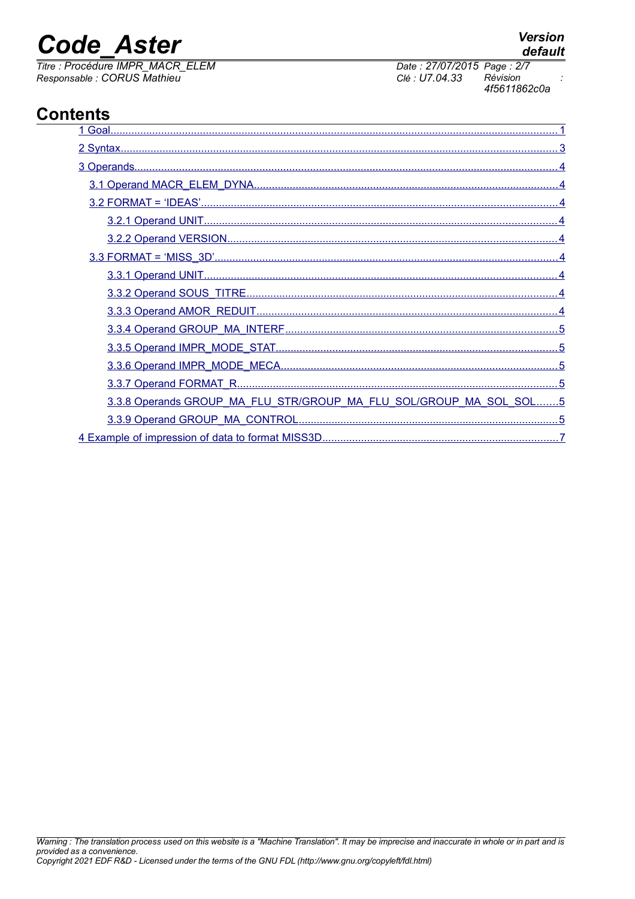# Contents

1 Goal........................................................................................................................................1
2 Syntax......................................................................................................................................3
3 Operands..................................................................................................................................4
3.1 Operand MACR_ELEM_DYNA..........................................................................................4
3.2 FORMAT = 'IDEAS'...........................................................................................................4
3.2.1 Operand UNIT............................................................................................................4
3.2.2 Operand VERSION.....................................................................................................4
3.3 FORMAT = 'MISS_3D'........................................................................................................4
3.3.1 Operand UNIT............................................................................................................4
3.3.2 Operand SOUS_TITRE..............................................................................................4
3.3.3 Operand AMOR_REDUIT...........................................................................................4
3.3.4 Operand GROUP_MA_INTERF..................................................................................5
3.3.5 Operand IMPR_MODE_STAT......................................................................................5
3.3.6 Operand IMPR_MODE_MECA.....................................................................................5
3.3.7 Operand FORMAT_R..................................................................................................5
3.3.8 Operands GROUP_MA_FLU_STR/GROUP_MA_FLU_SOL/GROUP_MA_SOL_SOL.......5
3.3.9 Operand GROUP_MA_CONTROL.............................................................................5
4 Example of impression of data to format MISS3D...................................................................7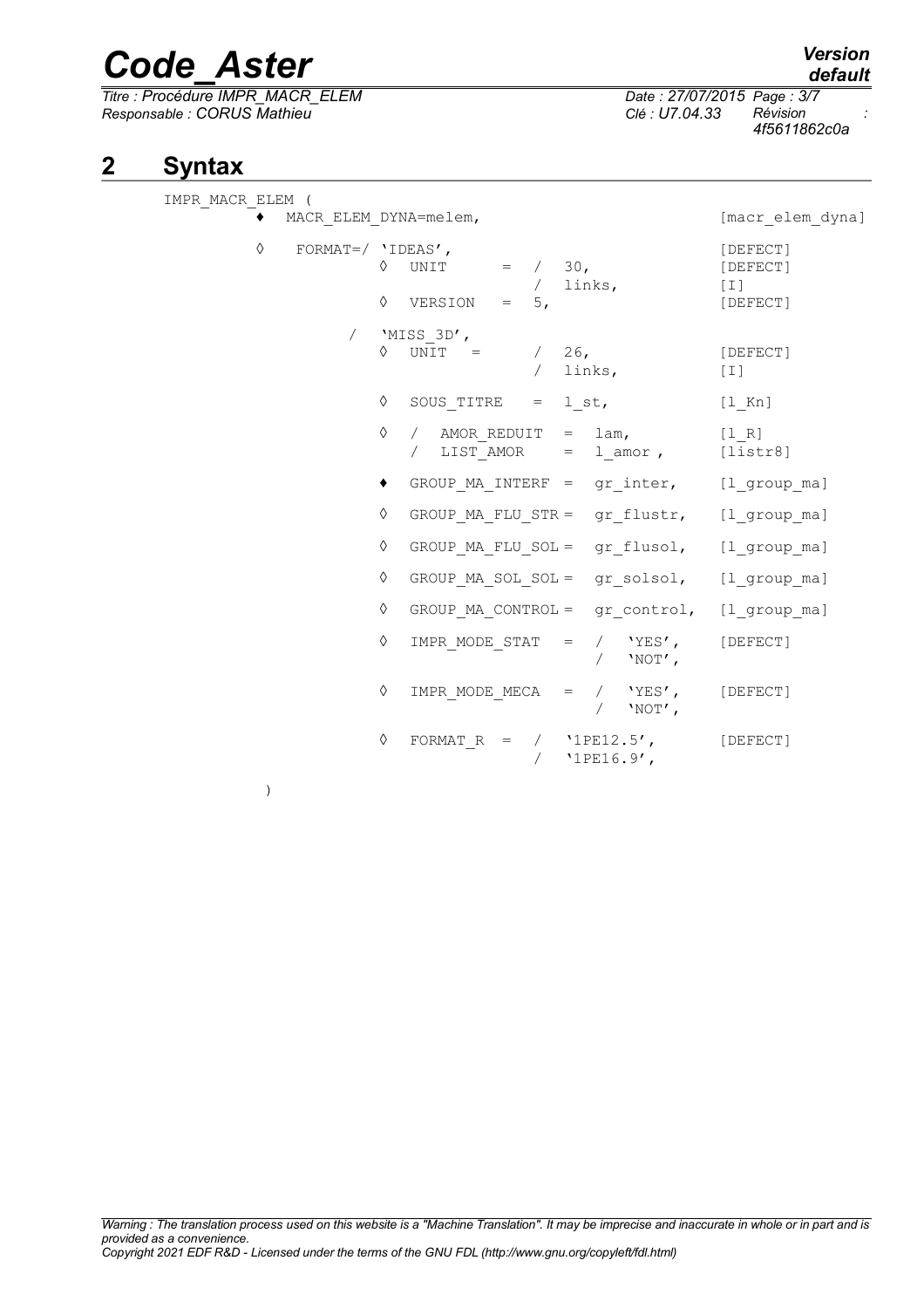# 2 Syntax

```
IMPR_MACR_ELEM (
      ♦  MACR_ELEM_DYNA=melem,                               [macr_elem_dyna]

      ◊   FORMAT=/ 'IDEAS',                                   [DEFECT]
                  ◊  UNIT      =  /  30,                      [DEFECT]
                                  /  links,                   [I]
                  ◊  VERSION   =  5,                          [DEFECT]

              /   'MISS_3D',
                  ◊  UNIT   =     /  26,                      [DEFECT]
                                  /  links,                   [I]

                  ◊  SOUS_TITRE   =  l_st,                    [l_Kn]

                  ◊  /  AMOR_REDUIT  =  lam,                  [l_R]
                     /  LIST_AMOR    =  l_amor ,              [listr8]

                  ♦  GROUP_MA_INTERF =  gr_inter,             [l_group_ma]

                  ◊  GROUP_MA_FLU_STR =  gr_flustr,           [l_group_ma]

                  ◊  GROUP_MA_FLU_SOL =  gr_flusol,           [l_group_ma]

                  ◊  GROUP_MA_SOL_SOL =  gr_solsol,           [l_group_ma]

                  ◊  GROUP_MA_CONTROL =  gr_control,          [l_group_ma]

                  ◊  IMPR_MODE_STAT   =  /  'YES',            [DEFECT]
                                         /  'NOT',

                  ◊  IMPR_MODE_MECA   =  /  'YES',            [DEFECT]
                                         /  'NOT',

                  ◊  FORMAT_R  =  /   '1PE12.5',              [DEFECT]
                                  /   '1PE16.9',

          )
```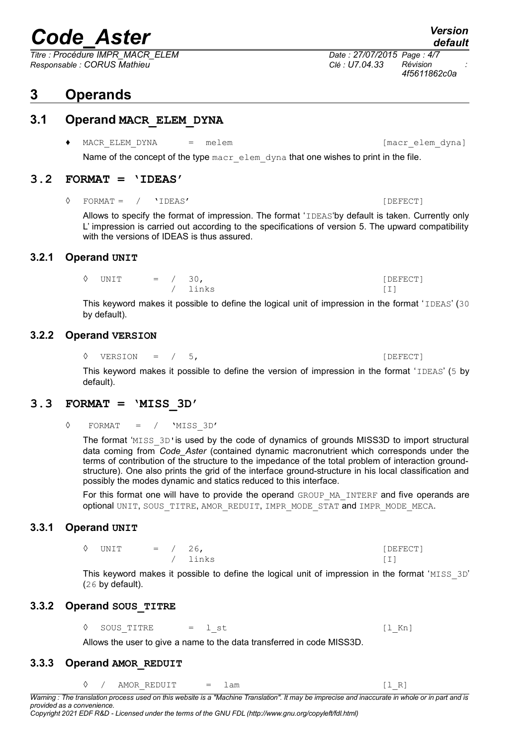# 3 Operands

## 3.1 Operand MACR_ELEM_DYNA

♦ MACR_ELEM_DYNA = melem [macr_elem_dyna]

Name of the concept of the type macr_elem_dyna that one wishes to print in the file.

## 3.2 FORMAT = 'IDEAS'

◊ FORMAT = / 'IDEAS' [DEFECT]

Allows to specify the format of impression. The format 'IDEAS'by default is taken. Currently only L' impression is carried out according to the specifications of version 5. The upward compatibility with the versions of IDEAS is thus assured.

### 3.2.1 Operand UNIT

```
◊  UNIT     =  /  30,                [DEFECT]
               /  links              [I]
```

This keyword makes it possible to define the logical unit of impression in the format 'IDEAS' (30 by default).

### 3.2.2 Operand VERSION

◊ VERSION = / 5, [DEFECT]

This keyword makes it possible to define the version of impression in the format 'IDEAS' (5 by default).

## 3.3 FORMAT = 'MISS_3D'

◊ FORMAT = / 'MISS_3D'

The format 'MISS_3D'is used by the code of dynamics of grounds MISS3D to import structural data coming from *Code_Aster* (contained dynamic macronutrient which corresponds under the terms of contribution of the structure to the impedance of the total problem of interaction ground-structure). One also prints the grid of the interface ground-structure in his local classification and possibly the modes dynamic and statics reduced to this interface.

For this format one will have to provide the operand GROUP_MA_INTERF and five operands are optional UNIT, SOUS_TITRE, AMOR_REDUIT, IMPR_MODE_STAT and IMPR_MODE_MECA.

### 3.3.1 Operand UNIT

```
◊  UNIT     =  /  26,                [DEFECT]
               /  links              [I]
```

This keyword makes it possible to define the logical unit of impression in the format 'MISS_3D' (26 by default).

### 3.3.2 Operand SOUS_TITRE

◊ SOUS_TITRE = l_st [l_Kn]

Allows the user to give a name to the data transferred in code MISS3D.

### 3.3.3 Operand AMOR_REDUIT

◊ / AMOR_REDUIT = lam [l_R]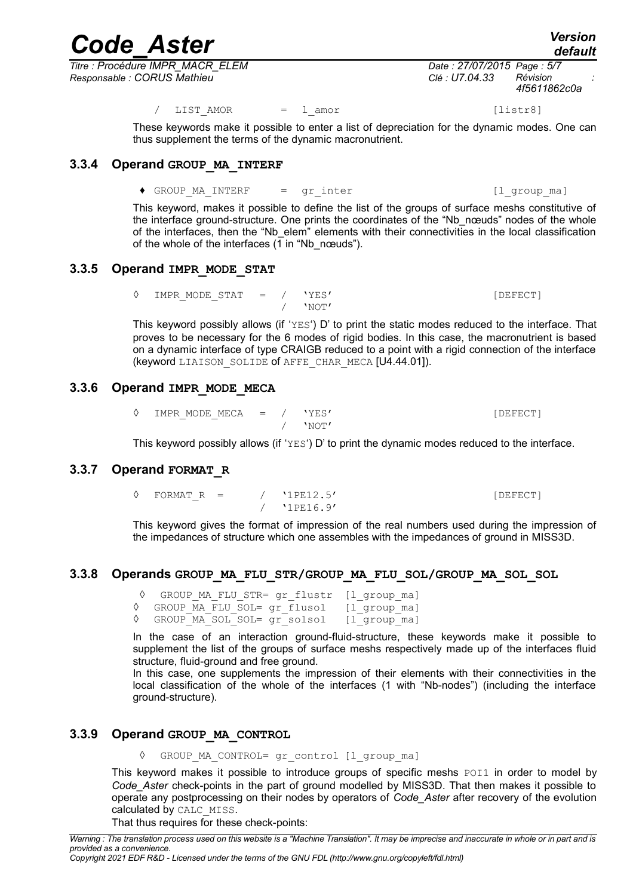```
/ LIST_AMOR = l_amor [listr8]
```

These keywords make it possible to enter a list of depreciation for the dynamic modes. One can thus supplement the terms of the dynamic macronutrient.

### 3.3.4 Operand GROUP_MA_INTERF

```
♦ GROUP_MA_INTERF = gr_inter [l_group_ma]
```

This keyword, makes it possible to define the list of the groups of surface meshs constitutive of the interface ground-structure. One prints the coordinates of the "Nb_nœuds" nodes of the whole of the interfaces, then the "Nb_elem" elements with their connectivities in the local classification of the whole of the interfaces (1 in "Nb_nœuds").

### 3.3.5 Operand IMPR_MODE_STAT

```
◊ IMPR_MODE_STAT = / 'YES' [DEFECT]
                   / 'NOT'
```

This keyword possibly allows (if 'YES') D' to print the static modes reduced to the interface. That proves to be necessary for the 6 modes of rigid bodies. In this case, the macronutrient is based on a dynamic interface of type CRAIGB reduced to a point with a rigid connection of the interface (keyword LIAISON_SOLIDE of AFFE_CHAR_MECA [U4.44.01]).

### 3.3.6 Operand IMPR_MODE_MECA

```
◊ IMPR_MODE_MECA = / 'YES' [DEFECT]
                   / 'NOT'
```

This keyword possibly allows (if 'YES') D' to print the dynamic modes reduced to the interface.

### 3.3.7 Operand FORMAT_R

```
◊ FORMAT_R = / '1PE12.5' [DEFECT]
             / '1PE16.9'
```

This keyword gives the format of impression of the real numbers used during the impression of the impedances of structure which one assembles with the impedances of ground in MISS3D.

### 3.3.8 Operands GROUP_MA_FLU_STR/GROUP_MA_FLU_SOL/GROUP_MA_SOL_SOL

```
◊ GROUP_MA_FLU_STR= gr_flustr [l_group_ma]
◊ GROUP_MA_FLU_SOL= gr_flusol [l_group_ma]
◊ GROUP_MA_SOL_SOL= gr_solsol [l_group_ma]
```

In the case of an interaction ground-fluid-structure, these keywords make it possible to supplement the list of the groups of surface meshs respectively made up of the interfaces fluid structure, fluid-ground and free ground.

In this case, one supplements the impression of their elements with their connectivities in the local classification of the whole of the interfaces (1 with "Nb-nodes") (including the interface ground-structure).

### 3.3.9 Operand GROUP_MA_CONTROL

```
◊ GROUP_MA_CONTROL= gr_control [l_group_ma]
```

This keyword makes it possible to introduce groups of specific meshs POI1 in order to model by *Code_Aster* check-points in the part of ground modelled by MISS3D. That then makes it possible to operate any postprocessing on their nodes by operators of *Code_Aster* after recovery of the evolution calculated by CALC_MISS.

That thus requires for these check-points: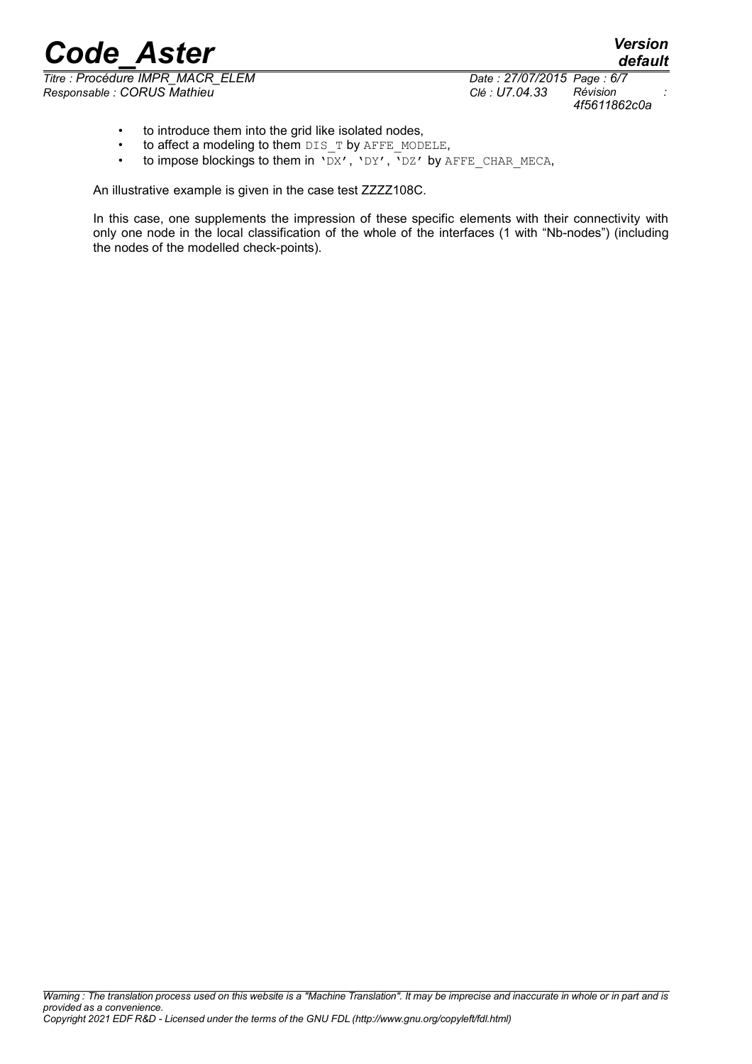- to introduce them into the grid like isolated nodes,
- to affect a modeling to them `DIS_T` by `AFFE_MODELE`,
- to impose blockings to them in `'DX'`, `'DY'`, `'DZ'` by `AFFE_CHAR_MECA`,

An illustrative example is given in the case test ZZZZ108C.

In this case, one supplements the impression of these specific elements with their connectivity with only one node in the local classification of the whole of the interfaces (1 with "Nb-nodes") (including the nodes of the modelled check-points).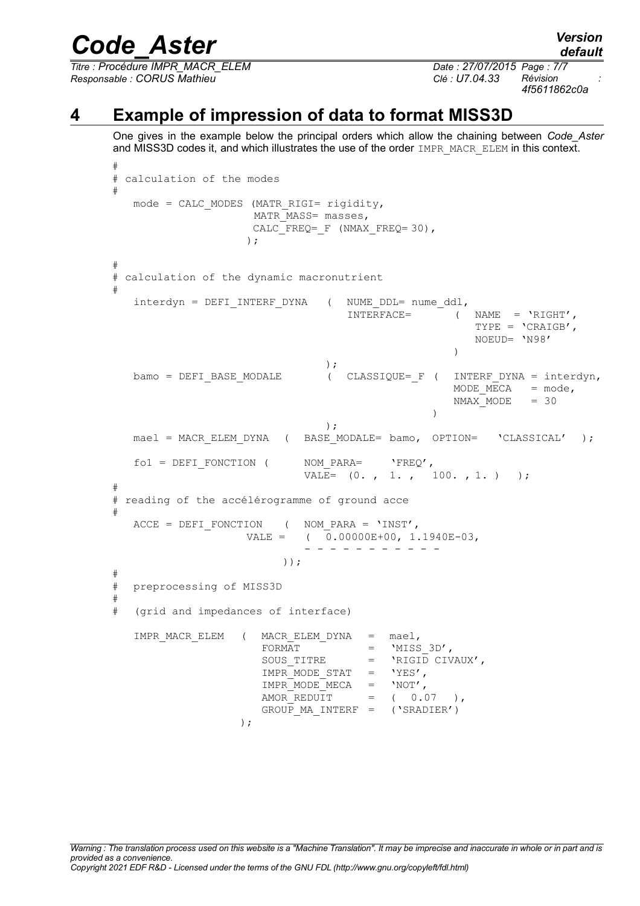## 4 Example of impression of data to format MISS3D

One gives in the example below the principal orders which allow the chaining between *Code_Aster* and MISS3D codes it, and which illustrates the use of the order IMPR_MACR_ELEM in this context.

```
#
# calculation of the modes
#
   mode = CALC_MODES (MATR_RIGI= rigidity,
                     MATR_MASS= masses,
                     CALC_FREQ=_F (NMAX_FREQ= 30),
                    );

#
# calculation of the dynamic macronutrient
#
   interdyn = DEFI_INTERF_DYNA   (  NUME_DDL= nume_ddl,
                                    INTERFACE=       (  NAME  = 'RIGHT',
                                                        TYPE = 'CRAIGB',
                                                        NOEUD= 'N98'
                                                     )
                                 );
   bamo = DEFI_BASE_MODALE       (  CLASSIQUE=_F (  INTERF_DYNA = interdyn,
                                                    MODE_MECA   = mode,
                                                    NMAX_MODE   = 30
                                                 )
                                 );
   mael = MACR_ELEM_DYNA  (  BASE_MODALE= bamo,  OPTION=   'CLASSICAL'  );

   fo1 = DEFI_FONCTION (      NOM_PARA=    'FREQ',
                              VALE=  (0. ,  1. ,   100. , 1. )   );
#
# reading of the accélérogramme of ground acce
#
   ACCE = DEFI_FONCTION    (  NOM_PARA = 'INST',
                    VALE =    (  0.00000E+00, 1.1940E-03,
                              - - - - - - - - - - -
                        ));
#
#  preprocessing of MISS3D
#
#  (grid and impedances of interface)

   IMPR_MACR_ELEM   (  MACR_ELEM_DYNA   =  mael,
                       FORMAT           =  'MISS_3D',
                       SOUS_TITRE       =  'RIGID CIVAUX',
                       IMPR_MODE_STAT   =  'YES',
                       IMPR_MODE_MECA   =  'NOT',
                       AMOR_REDUIT      =  (  0.07   ),
                       GROUP_MA_INTERF  =  ('SRADIER')
                    );
```